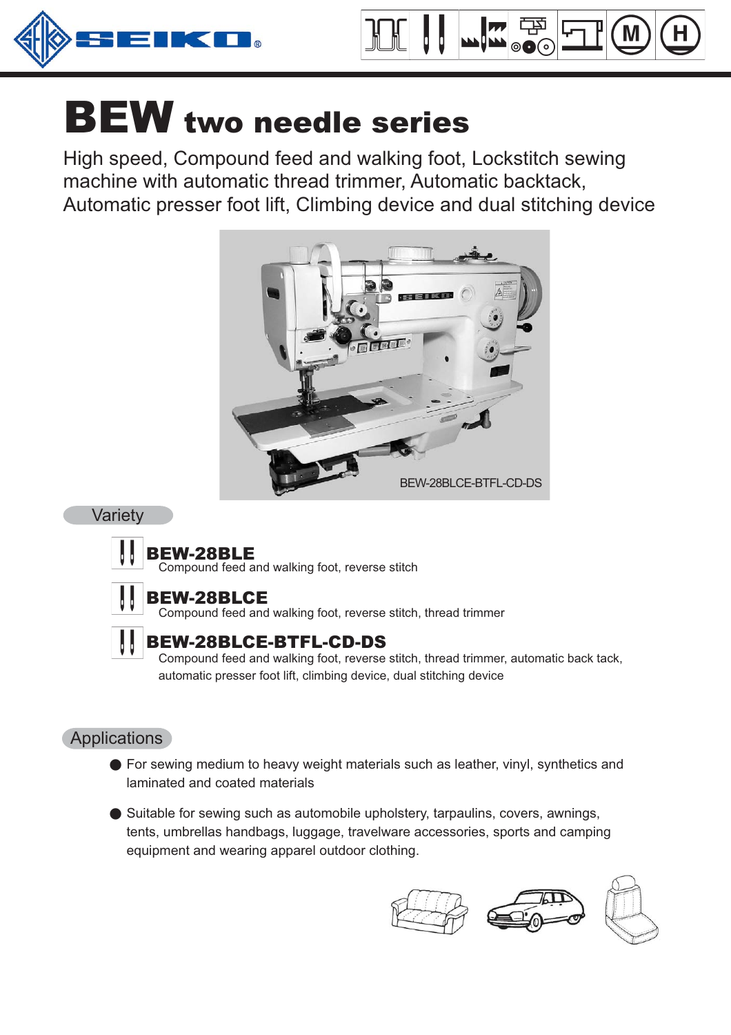# BEW two needle series

High speed, Compound feed and walking foot, Lockstitch sewing machine with automatic thread trimmer, Automatic backtack, Automatic presser foot lift, Climbing device and dual stitching device

BEW-28BLCE-BTFL-CD-DS

## Variety

**BEW-28BLE**
Compound feed and walking foot, reverse stitch

**BEW-28BLCE**
Compound feed and walking foot, reverse stitch, thread trimmer

**BEW-28BLCE-BTFL-CD-DS**
Compound feed and walking foot, reverse stitch, thread trimmer, automatic back tack, automatic presser foot lift, climbing device, dual stitching device

## Applications

- For sewing medium to heavy weight materials such as leather, vinyl, synthetics and laminated and coated materials
- Suitable for sewing such as automobile upholstery, tarpaulins, covers, awnings, tents, umbrellas handbags, luggage, travelware accessories, sports and camping equipment and wearing apparel outdoor clothing.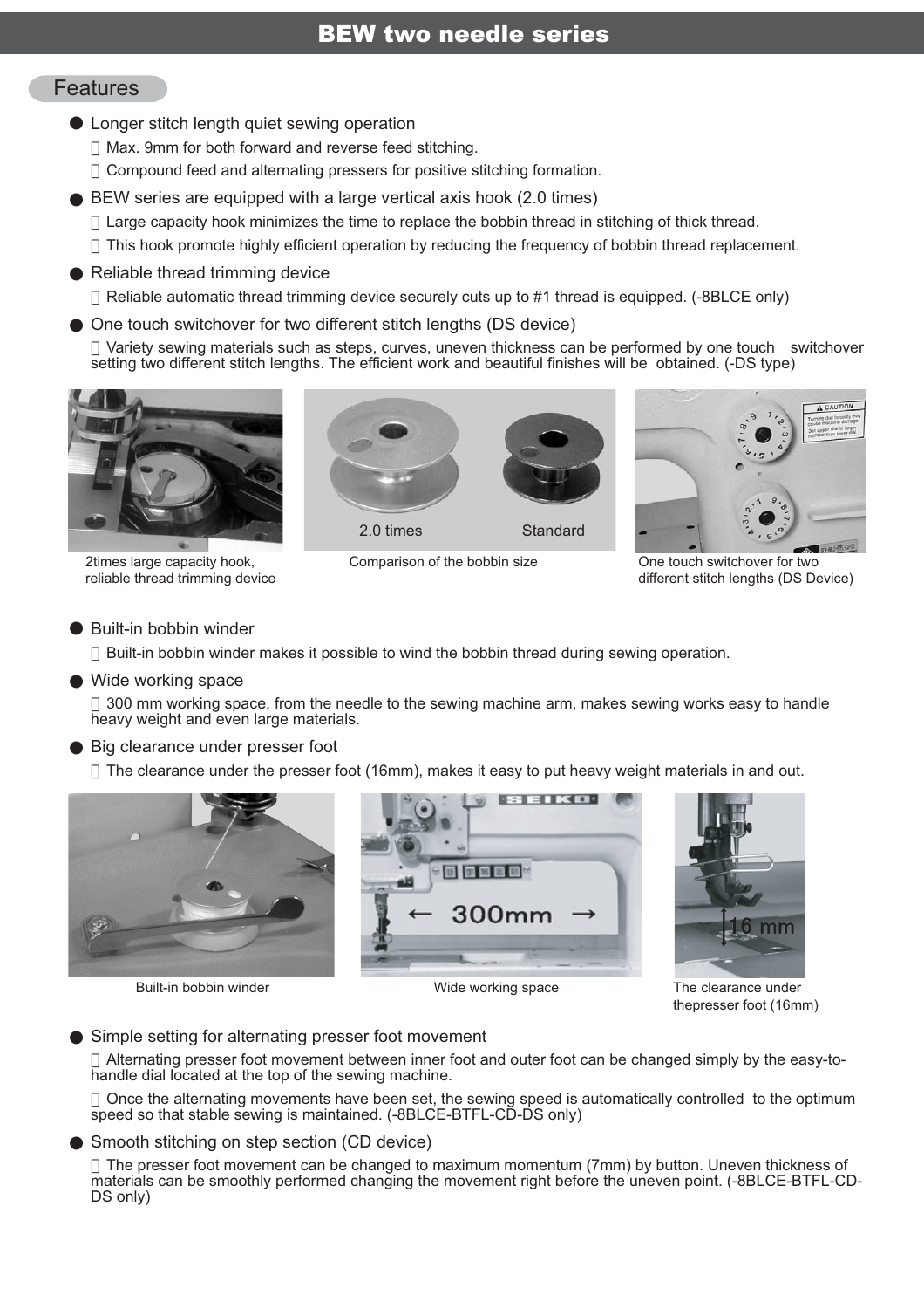# BEW two needle series

## Features

- Longer stitch length quiet sewing operation
  - Max. 9mm for both forward and reverse feed stitching.
  - Compound feed and alternating pressers for positive stitching formation.
- BEW series are equipped with a large vertical axis hook (2.0 times)
  - Large capacity hook minimizes the time to replace the bobbin thread in stitching of thick thread.
  - This hook promote highly efficient operation by reducing the frequency of bobbin thread replacement.
- Reliable thread trimming device
  - Reliable automatic thread trimming device securely cuts up to #1 thread is equipped. (-8BLCE only)
- One touch switchover for two different stitch lengths (DS device)
  - Variety sewing materials such as steps, curves, uneven thickness can be performed by one touch switchover setting two different stitch lengths. The efficient work and beautiful finishes will be obtained. (-DS type)

2times large capacity hook, reliable thread trimming device

2.0 times Standard

Comparison of the bobbin size

One touch switchover for two different stitch lengths (DS Device)

- Built-in bobbin winder
  - Built-in bobbin winder makes it possible to wind the bobbin thread during sewing operation.
- Wide working space
  - 300 mm working space, from the needle to the sewing machine arm, makes sewing works easy to handle heavy weight and even large materials.
- Big clearance under presser foot
  - The clearance under the presser foot (16mm), makes it easy to put heavy weight materials in and out.

Built-in bobbin winder

300mm

Wide working space

16 mm

The clearance under thepresser foot (16mm)

- Simple setting for alternating presser foot movement
  - Alternating presser foot movement between inner foot and outer foot can be changed simply by the easy-to-handle dial located at the top of the sewing machine.
  - Once the alternating movements have been set, the sewing speed is automatically controlled to the optimum speed so that stable sewing is maintained. (-8BLCE-BTFL-CD-DS only)
- Smooth stitching on step section (CD device)
  - The presser foot movement can be changed to maximum momentum (7mm) by button. Uneven thickness of materials can be smoothly performed changing the movement right before the uneven point. (-8BLCE-BTFL-CD-DS only)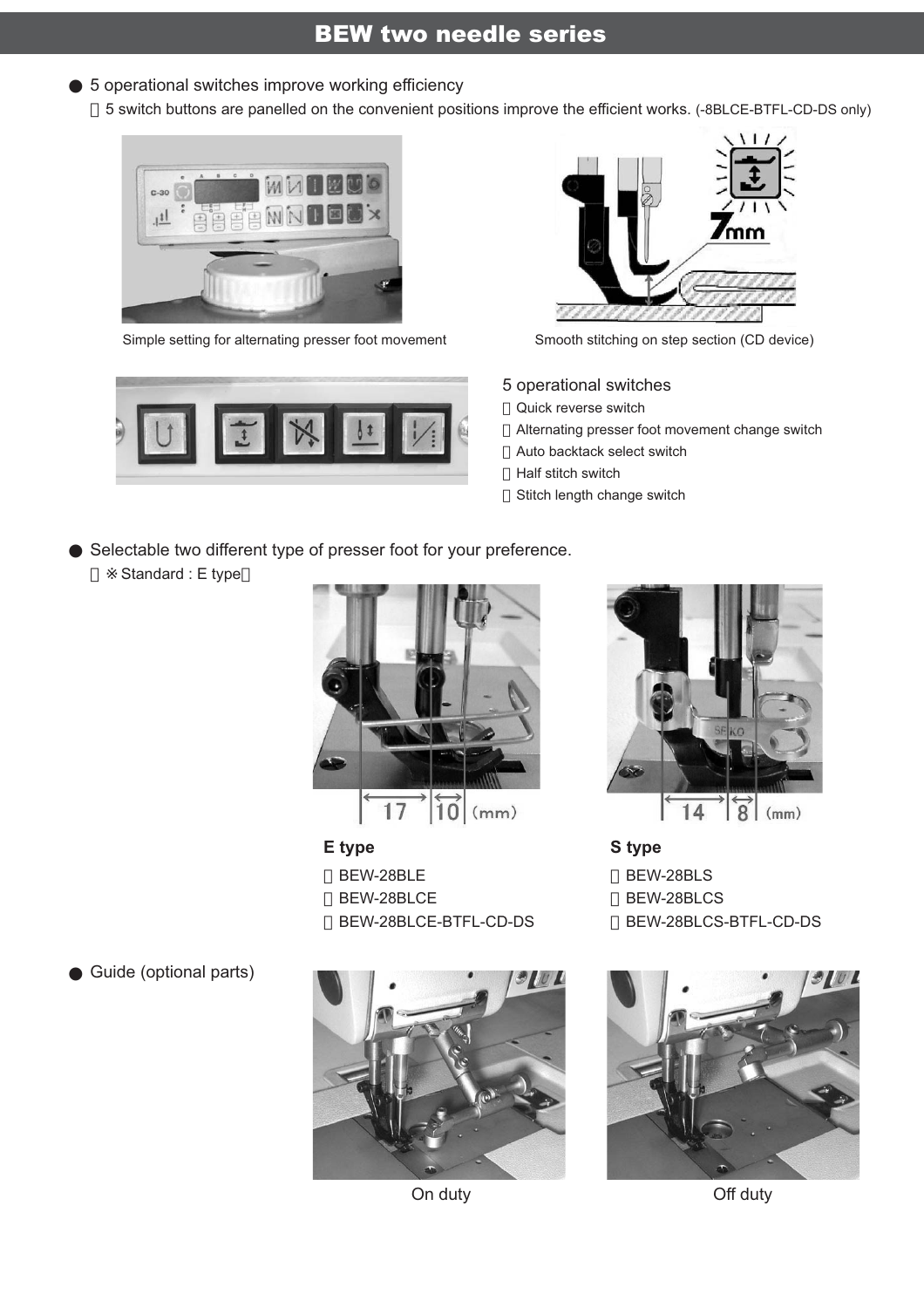# BEW two needle series

- 5 operational switches improve working efficiency

  5 switch buttons are panelled on the convenient positions improve the efficient works. (-8BLCE-BTFL-CD-DS only)

Simple setting for alternating presser foot movement

Smooth stitching on step section (CD device)

5 operational switches

- Quick reverse switch
- Alternating presser foot movement change switch
- Auto backtack select switch
- Half stitch switch
- Stitch length change switch

- Selectable two different type of presser foot for your preference.

  ※Standard : E type

**E type**

- BEW-28BLE
- BEW-28BLCE
- BEW-28BLCE-BTFL-CD-DS

**S type**

- BEW-28BLS
- BEW-28BLCS
- BEW-28BLCS-BTFL-CD-DS

- Guide (optional parts)

On duty

Off duty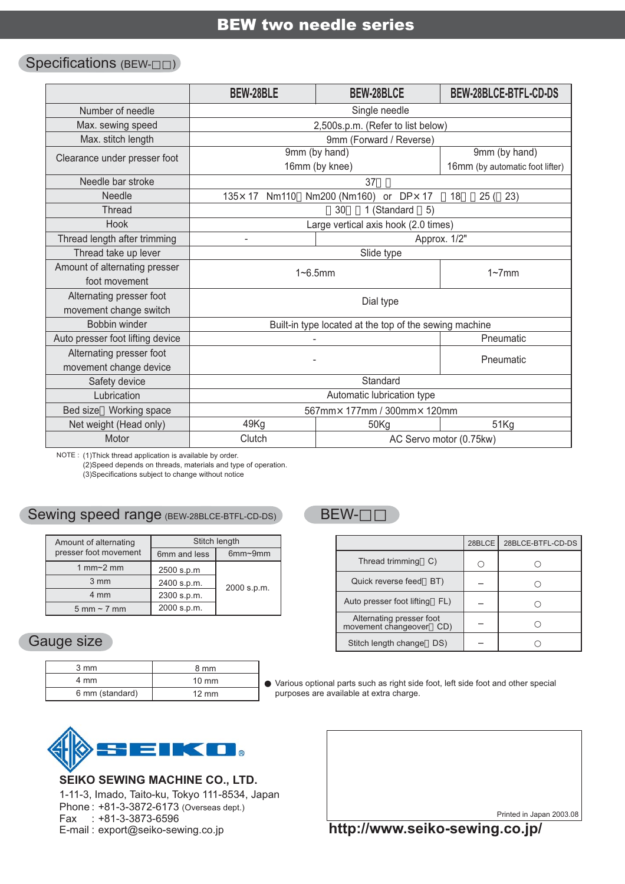# BEW two needle series

## Specifications (BEW-□□)

| | BEW-28BLE | BEW-28BLCE | BEW-28BLCE-BTFL-CD-DS |
|---|---|---|---|
| Number of needle | Single needle | | |
| Max. sewing speed | 2,500s.p.m. (Refer to list below) | | |
| Max. stitch length | 9mm (Forward / Reverse) | | |
| Clearance under presser foot | 9mm (by hand)<br>16mm (by knee) | | 9mm (by hand)<br>16mm (by automatic foot lifter) |
| Needle bar stroke | 37 | | |
| Needle | 135× 17 Nm110 Nm200 (Nm160) or DP× 17 18 25 ( 23) | | |
| Thread | 30 1 (Standard 5) | | |
| Hook | Large vertical axis hook (2.0 times) | | |
| Thread length after trimming | - | Approx. 1/2" | |
| Thread take up lever | Slide type | | |
| Amount of alternating presser foot movement | 1~6.5mm | | 1~7mm |
| Alternating presser foot movement change switch | Dial type | | |
| Bobbin winder | Built-in type located at the top of the sewing machine | | |
| Auto presser foot lifting device | - | | Pneumatic |
| Alternating presser foot movement change device | - | | Pneumatic |
| Safety device | Standard | | |
| Lubrication | Automatic lubrication type | | |
| Bed size Working space | 567mm× 177mm / 300mm× 120mm | | |
| Net weight (Head only) | 49Kg | 50Kg | 51Kg |
| Motor | Clutch | AC Servo motor (0.75kw) | |

NOTE : (1)Thick thread application is available by order.
(2)Speed depends on threads, materials and type of operation.
(3)Specifications subject to change without notice

## Sewing speed range (BEW-28BLCE-BTFL-CD-DS)

| Amount of alternating presser foot movement | Stitch length | |
|---|---|---|
| | 6mm and less | 6mm~9mm |
| 1 mm~2 mm | 2500 s.p.m | 2000 s.p.m. |
| 3 mm | 2400 s.p.m. | |
| 4 mm | 2300 s.p.m. | |
| 5 mm ~ 7 mm | 2000 s.p.m. | |

## BEW-□□

| | 28BLCE | 28BLCE-BTFL-CD-DS |
|---|---|---|
| Thread trimming C) | ○ | ○ |
| Quick reverse feed BT) | – | ○ |
| Auto presser foot lifting FL) | – | ○ |
| Alternating presser foot movement changeover CD) | – | ○ |
| Stitch length change DS) | – | ○ |

## Gauge size

| | |
|---|---|
| 3 mm | 8 mm |
| 4 mm | 10 mm |
| 6 mm (standard) | 12 mm |

● Various optional parts such as right side foot, left side foot and other special purposes are available at extra charge.

SEIKO

**SEIKO SEWING MACHINE CO., LTD.**
1-11-3, Imado, Taito-ku, Tokyo 111-8534, Japan
Phone : +81-3-3872-6173 (Overseas dept.)
Fax : +81-3-3873-6596
E-mail : export@seiko-sewing.co.jp

Printed in Japan 2003.08

**http://www.seiko-sewing.co.jp/**